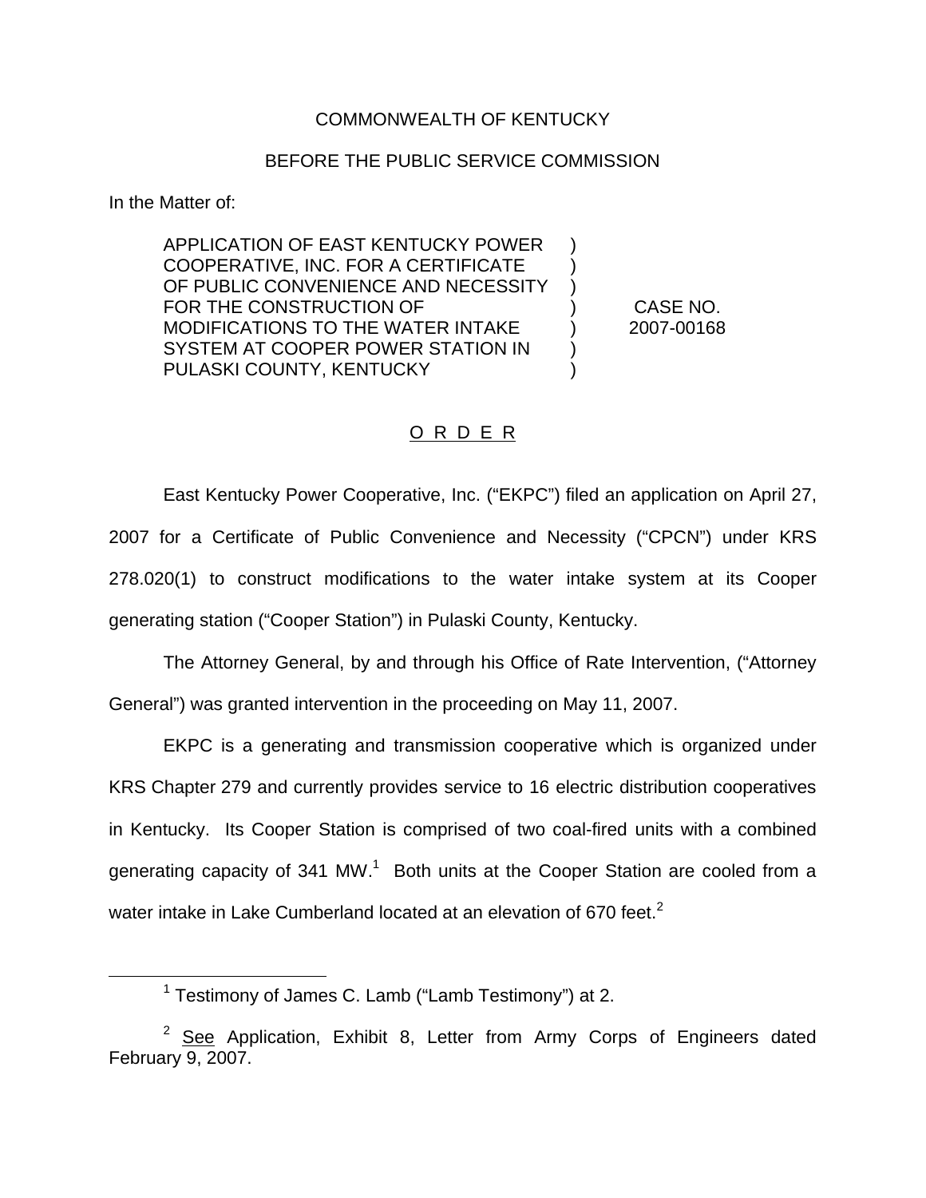COMMONWEALTH OF KENTUCKY

BEFORE THE PUBLIC SERVICE COMMISSION

In the Matter of:

| | | |
|---|---|---|
| APPLICATION OF EAST KENTUCKY POWER COOPERATIVE, INC. FOR A CERTIFICATE OF PUBLIC CONVENIENCE AND NECESSITY FOR THE CONSTRUCTION OF MODIFICATIONS TO THE WATER INTAKE SYSTEM AT COOPER POWER STATION IN PULASKI COUNTY, KENTUCKY | ) | CASE NO. 2007-00168 |

O R D E R

East Kentucky Power Cooperative, Inc. ("EKPC") filed an application on April 27, 2007 for a Certificate of Public Convenience and Necessity ("CPCN") under KRS 278.020(1) to construct modifications to the water intake system at its Cooper generating station ("Cooper Station") in Pulaski County, Kentucky.

The Attorney General, by and through his Office of Rate Intervention, ("Attorney General") was granted intervention in the proceeding on May 11, 2007.

EKPC is a generating and transmission cooperative which is organized under KRS Chapter 279 and currently provides service to 16 electric distribution cooperatives in Kentucky. Its Cooper Station is comprised of two coal-fired units with a combined generating capacity of 341 MW.[1] Both units at the Cooper Station are cooled from a water intake in Lake Cumberland located at an elevation of 670 feet.[2]

[1] Testimony of James C. Lamb ("Lamb Testimony") at 2.

[2] See Application, Exhibit 8, Letter from Army Corps of Engineers dated February 9, 2007.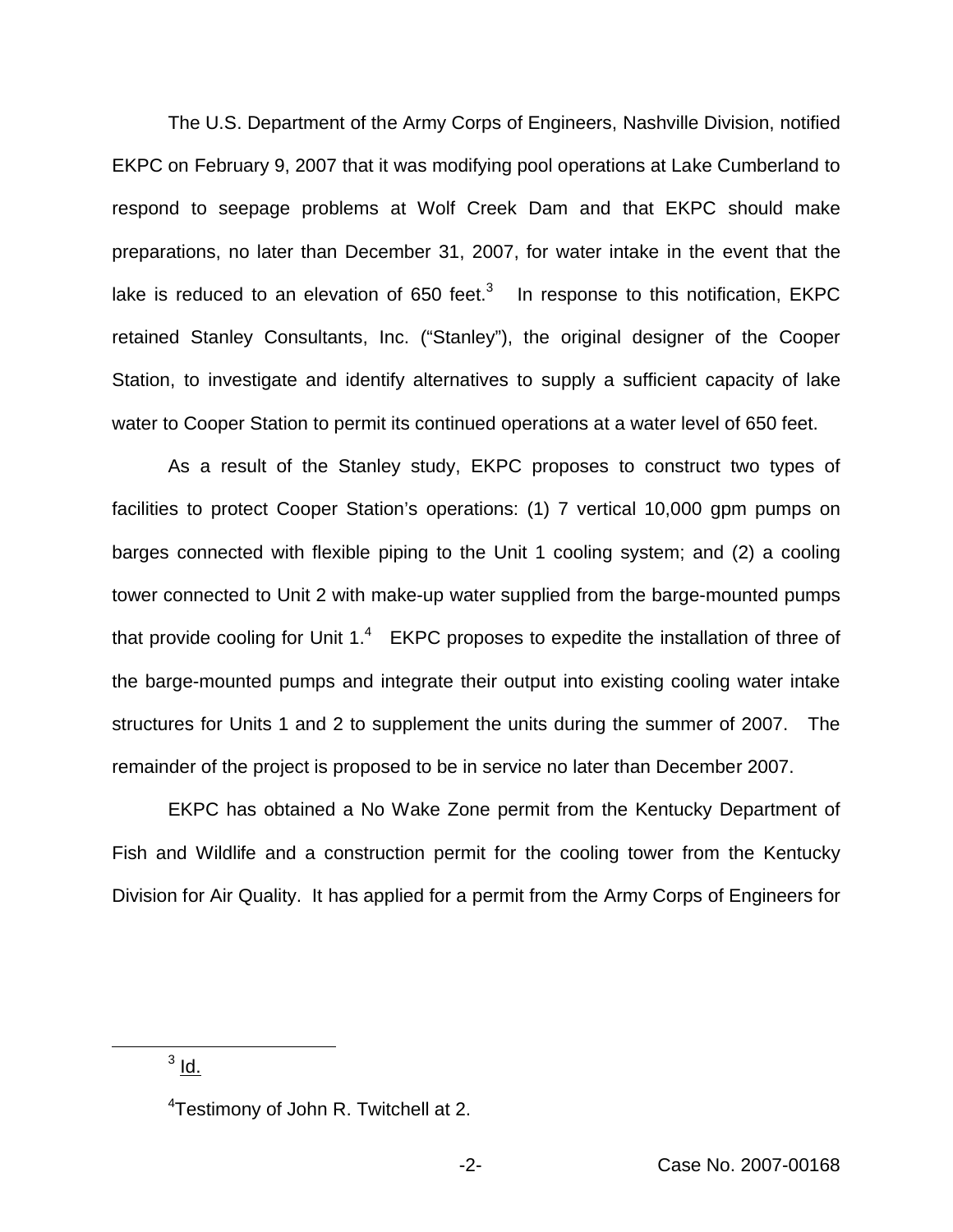The U.S. Department of the Army Corps of Engineers, Nashville Division, notified EKPC on February 9, 2007 that it was modifying pool operations at Lake Cumberland to respond to seepage problems at Wolf Creek Dam and that EKPC should make preparations, no later than December 31, 2007, for water intake in the event that the lake is reduced to an elevation of 650 feet.[3] In response to this notification, EKPC retained Stanley Consultants, Inc. ("Stanley"), the original designer of the Cooper Station, to investigate and identify alternatives to supply a sufficient capacity of lake water to Cooper Station to permit its continued operations at a water level of 650 feet.

As a result of the Stanley study, EKPC proposes to construct two types of facilities to protect Cooper Station's operations: (1) 7 vertical 10,000 gpm pumps on barges connected with flexible piping to the Unit 1 cooling system; and (2) a cooling tower connected to Unit 2 with make-up water supplied from the barge-mounted pumps that provide cooling for Unit 1.[4] EKPC proposes to expedite the installation of three of the barge-mounted pumps and integrate their output into existing cooling water intake structures for Units 1 and 2 to supplement the units during the summer of 2007. The remainder of the project is proposed to be in service no later than December 2007.

EKPC has obtained a No Wake Zone permit from the Kentucky Department of Fish and Wildlife and a construction permit for the cooling tower from the Kentucky Division for Air Quality. It has applied for a permit from the Army Corps of Engineers for

---

[3] Id.

[4] Testimony of John R. Twitchell at 2.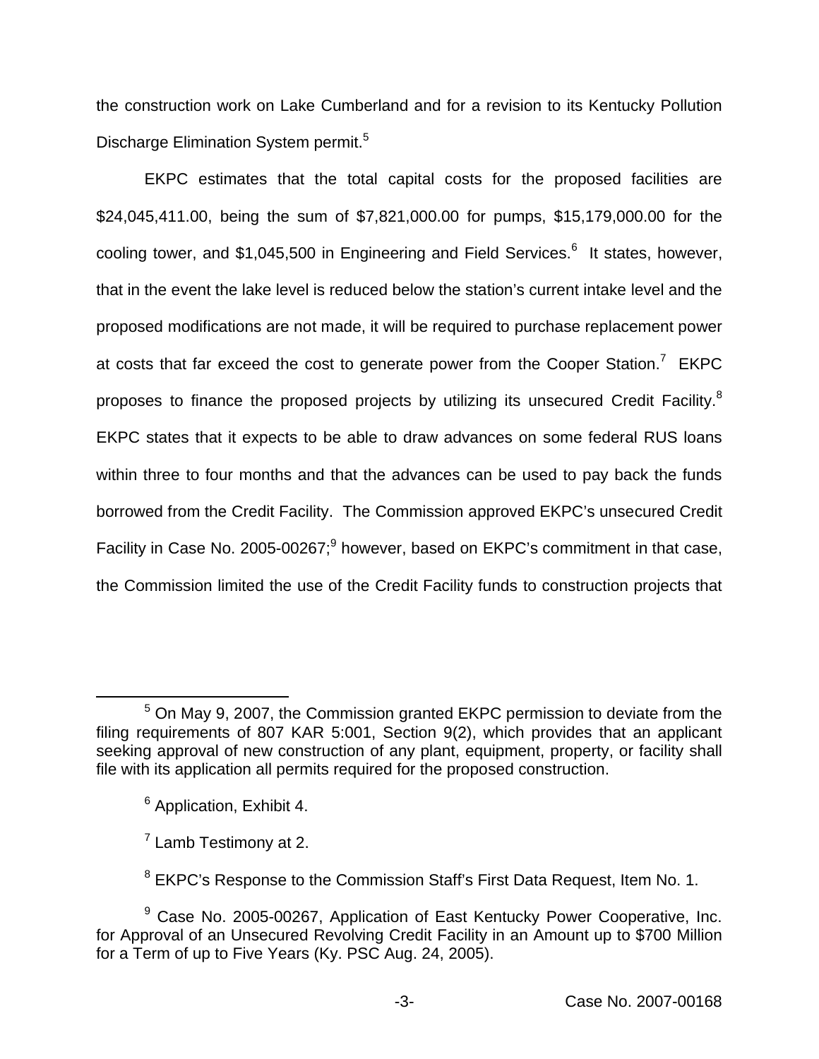the construction work on Lake Cumberland and for a revision to its Kentucky Pollution Discharge Elimination System permit.[5]

EKPC estimates that the total capital costs for the proposed facilities are $24,045,411.00, being the sum of $7,821,000.00 for pumps, $15,179,000.00 for the cooling tower, and $1,045,500 in Engineering and Field Services.[6] It states, however, that in the event the lake level is reduced below the station's current intake level and the proposed modifications are not made, it will be required to purchase replacement power at costs that far exceed the cost to generate power from the Cooper Station.[7] EKPC proposes to finance the proposed projects by utilizing its unsecured Credit Facility.[8] EKPC states that it expects to be able to draw advances on some federal RUS loans within three to four months and that the advances can be used to pay back the funds borrowed from the Credit Facility. The Commission approved EKPC's unsecured Credit Facility in Case No. 2005-00267;[9] however, based on EKPC's commitment in that case, the Commission limited the use of the Credit Facility funds to construction projects that

---

[5] On May 9, 2007, the Commission granted EKPC permission to deviate from the filing requirements of 807 KAR 5:001, Section 9(2), which provides that an applicant seeking approval of new construction of any plant, equipment, property, or facility shall file with its application all permits required for the proposed construction.

[6] Application, Exhibit 4.

[7] Lamb Testimony at 2.

[8] EKPC's Response to the Commission Staff's First Data Request, Item No. 1.

[9] Case No. 2005-00267, Application of East Kentucky Power Cooperative, Inc. for Approval of an Unsecured Revolving Credit Facility in an Amount up to $700 Million for a Term of up to Five Years (Ky. PSC Aug. 24, 2005).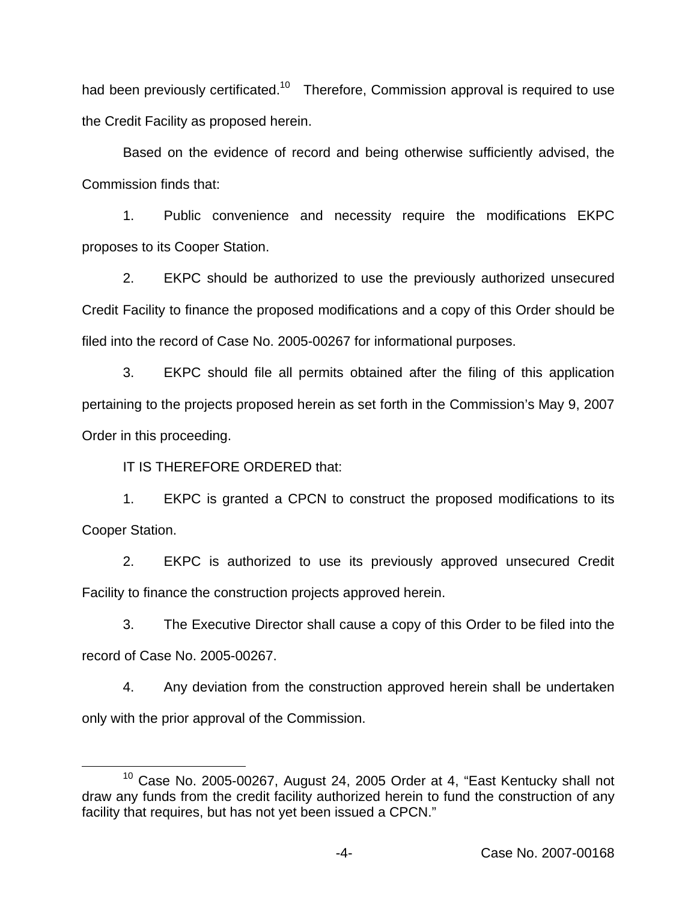had been previously certificated.[10] Therefore, Commission approval is required to use the Credit Facility as proposed herein.

Based on the evidence of record and being otherwise sufficiently advised, the Commission finds that:

1. Public convenience and necessity require the modifications EKPC proposes to its Cooper Station.

2. EKPC should be authorized to use the previously authorized unsecured Credit Facility to finance the proposed modifications and a copy of this Order should be filed into the record of Case No. 2005-00267 for informational purposes.

3. EKPC should file all permits obtained after the filing of this application pertaining to the projects proposed herein as set forth in the Commission's May 9, 2007 Order in this proceeding.

IT IS THEREFORE ORDERED that:

1. EKPC is granted a CPCN to construct the proposed modifications to its Cooper Station.

2. EKPC is authorized to use its previously approved unsecured Credit Facility to finance the construction projects approved herein.

3. The Executive Director shall cause a copy of this Order to be filed into the record of Case No. 2005-00267.

4. Any deviation from the construction approved herein shall be undertaken only with the prior approval of the Commission.

[10] Case No. 2005-00267, August 24, 2005 Order at 4, "East Kentucky shall not draw any funds from the credit facility authorized herein to fund the construction of any facility that requires, but has not yet been issued a CPCN."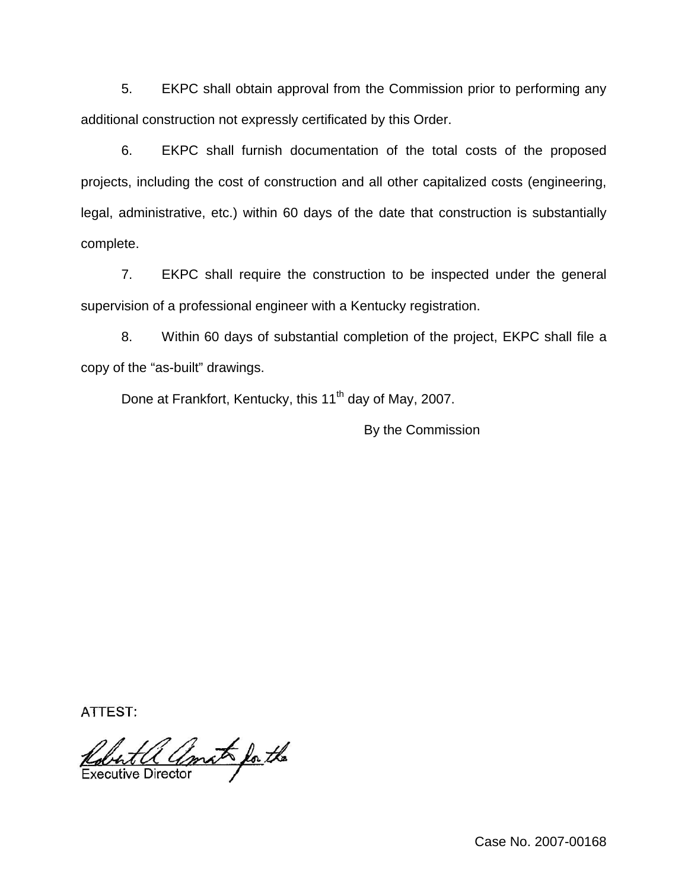5. EKPC shall obtain approval from the Commission prior to performing any additional construction not expressly certificated by this Order.

6. EKPC shall furnish documentation of the total costs of the proposed projects, including the cost of construction and all other capitalized costs (engineering, legal, administrative, etc.) within 60 days of the date that construction is substantially complete.

7. EKPC shall require the construction to be inspected under the general supervision of a professional engineer with a Kentucky registration.

8. Within 60 days of substantial completion of the project, EKPC shall file a copy of the "as-built" drawings.

Done at Frankfort, Kentucky, this 11th day of May, 2007.

By the Commission

ATTEST:

Robert A Amato for the
Executive Director

Case No. 2007-00168